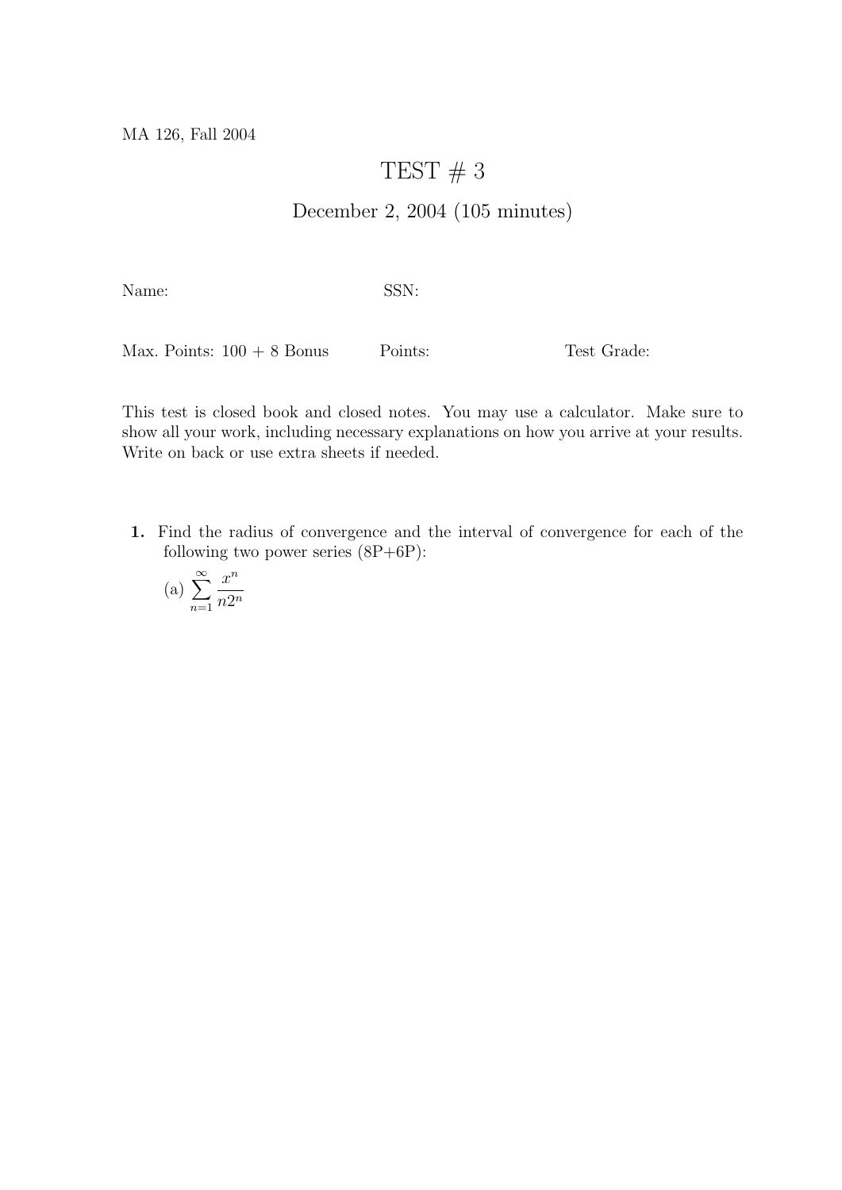MA 126, Fall 2004

# TEST # 3

## December 2, 2004 (105 minutes)

Name: SSN:

Max. Points: 100 + 8 Bonus Points: Test Grade:

This test is closed book and closed notes. You may use a calculator. Make sure to show all your work, including necessary explanations on how you arrive at your results. Write on back or use extra sheets if needed.

**1.** Find the radius of convergence and the interval of convergence for each of the following two power series (8P+6P):

(a) $\displaystyle\sum_{n=1}^{\infty} \frac{x^n}{n2^n}$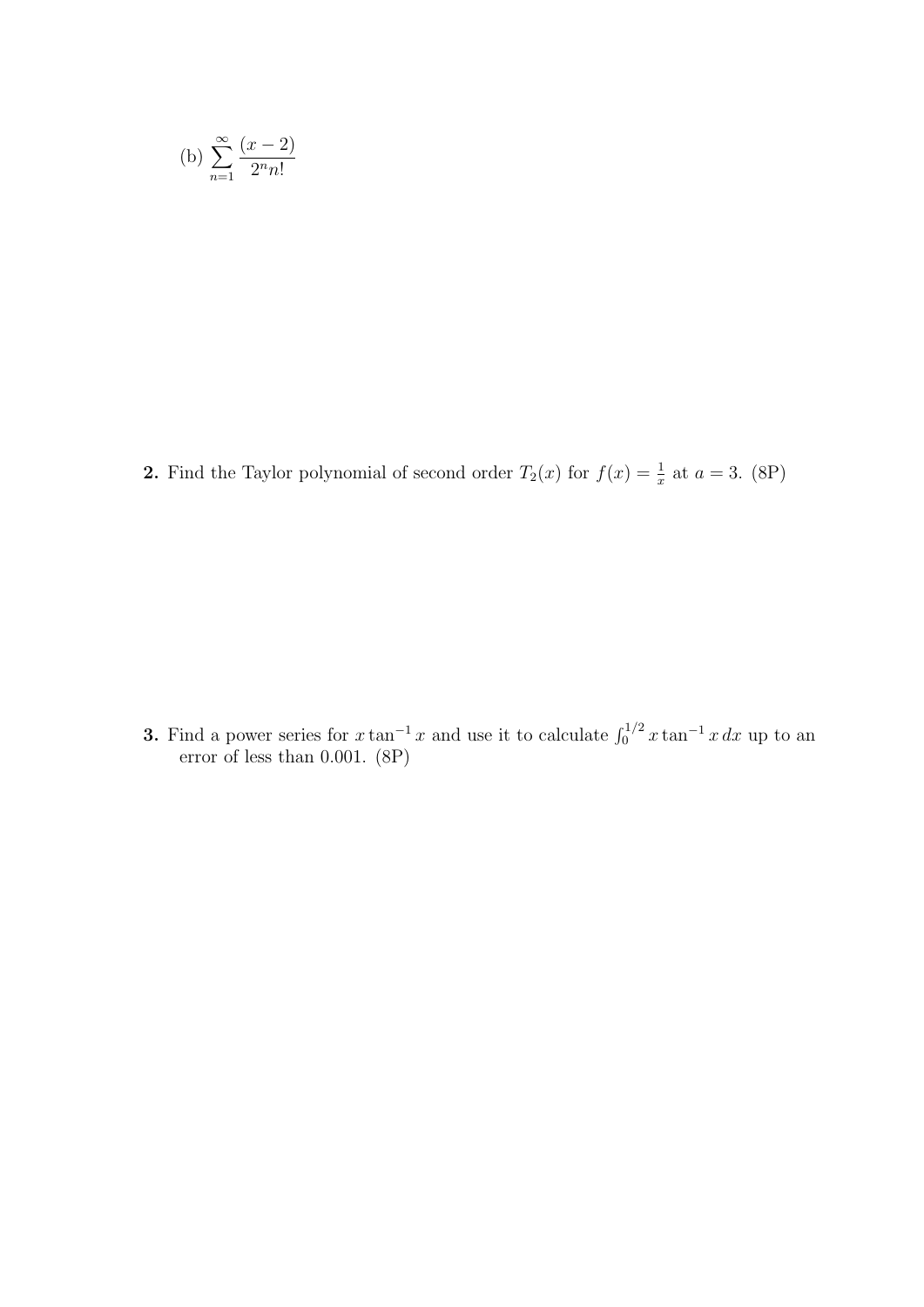(b) $\displaystyle\sum_{n=1}^{\infty} \frac{(x-2)}{2^n n!}$

**2.** Find the Taylor polynomial of second order $T_2(x)$ for $f(x) = \frac{1}{x}$ at $a = 3$. (8P)

**3.** Find a power series for $x \tan^{-1} x$ and use it to calculate $\int_0^{1/2} x \tan^{-1} x \, dx$ up to an error of less than 0.001. (8P)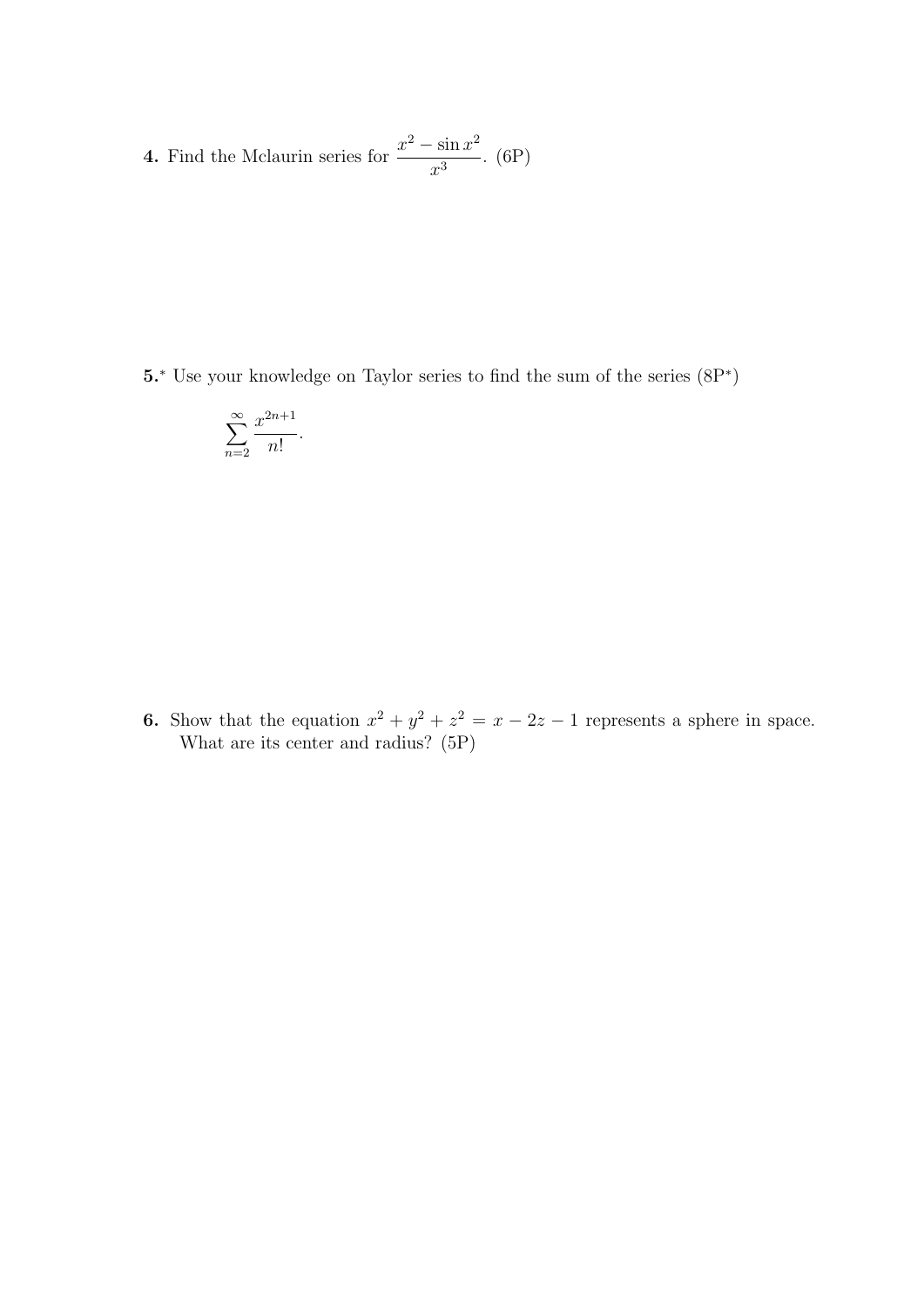**4.** Find the Mclaurin series for $\dfrac{x^2 - \sin x^2}{x^3}$. (6P)

**5.**$^*$ Use your knowledge on Taylor series to find the sum of the series (8P$^*$)

$$\sum_{n=2}^{\infty} \frac{x^{2n+1}}{n!}.$$

**6.** Show that the equation $x^2 + y^2 + z^2 = x - 2z - 1$ represents a sphere in space. What are its center and radius? (5P)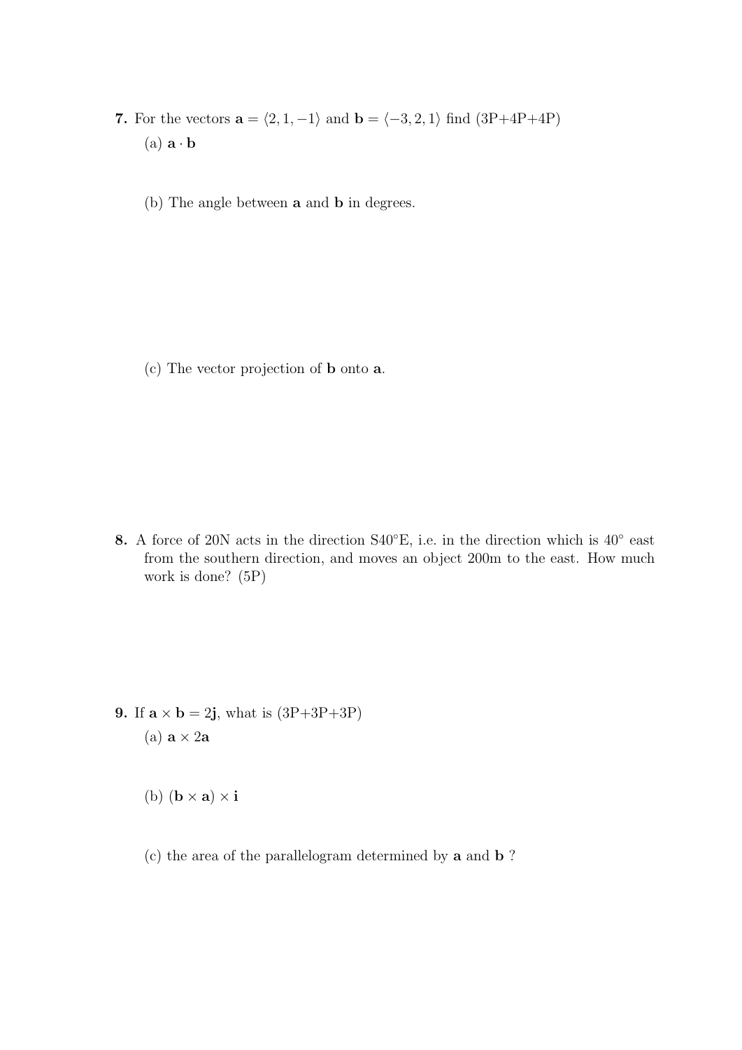**7.** For the vectors $\mathbf{a} = \langle 2, 1, -1 \rangle$ and $\mathbf{b} = \langle -3, 2, 1 \rangle$ find (3P+4P+4P)

(a) $\mathbf{a} \cdot \mathbf{b}$

(b) The angle between $\mathbf{a}$ and $\mathbf{b}$ in degrees.

(c) The vector projection of $\mathbf{b}$ onto $\mathbf{a}$.

**8.** A force of 20N acts in the direction S40°E, i.e. in the direction which is 40° east from the southern direction, and moves an object 200m to the east. How much work is done? (5P)

**9.** If $\mathbf{a} \times \mathbf{b} = 2\mathbf{j}$, what is (3P+3P+3P)

(a) $\mathbf{a} \times 2\mathbf{a}$

(b) $(\mathbf{b} \times \mathbf{a}) \times \mathbf{i}$

(c) the area of the parallelogram determined by $\mathbf{a}$ and $\mathbf{b}$ ?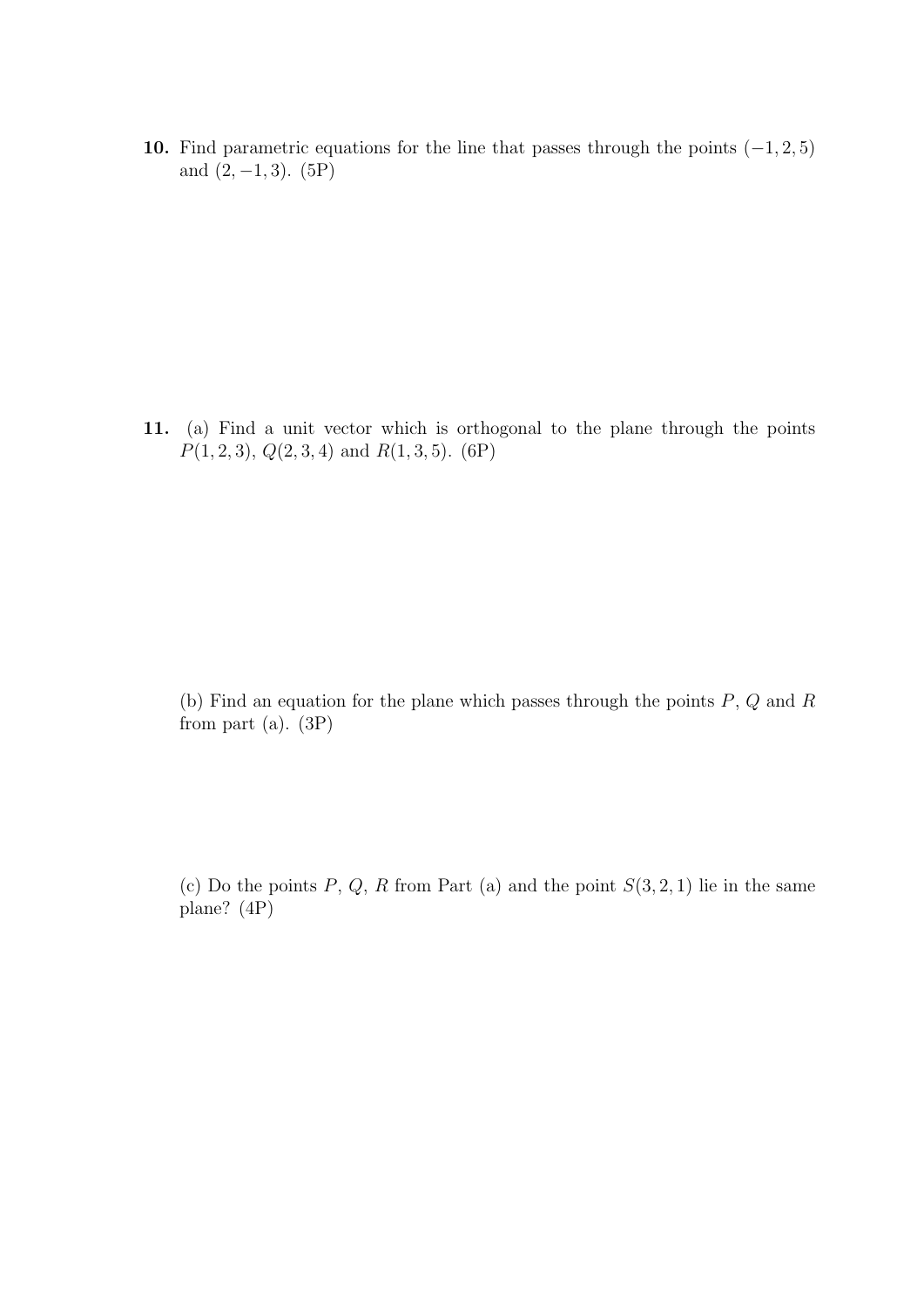**10.** Find parametric equations for the line that passes through the points $(-1, 2, 5)$ and $(2, -1, 3)$. (5P)

**11.** (a) Find a unit vector which is orthogonal to the plane through the points $P(1, 2, 3)$, $Q(2, 3, 4)$ and $R(1, 3, 5)$. (6P)

(b) Find an equation for the plane which passes through the points $P$, $Q$ and $R$ from part (a). (3P)

(c) Do the points $P$, $Q$, $R$ from Part (a) and the point $S(3, 2, 1)$ lie in the same plane? (4P)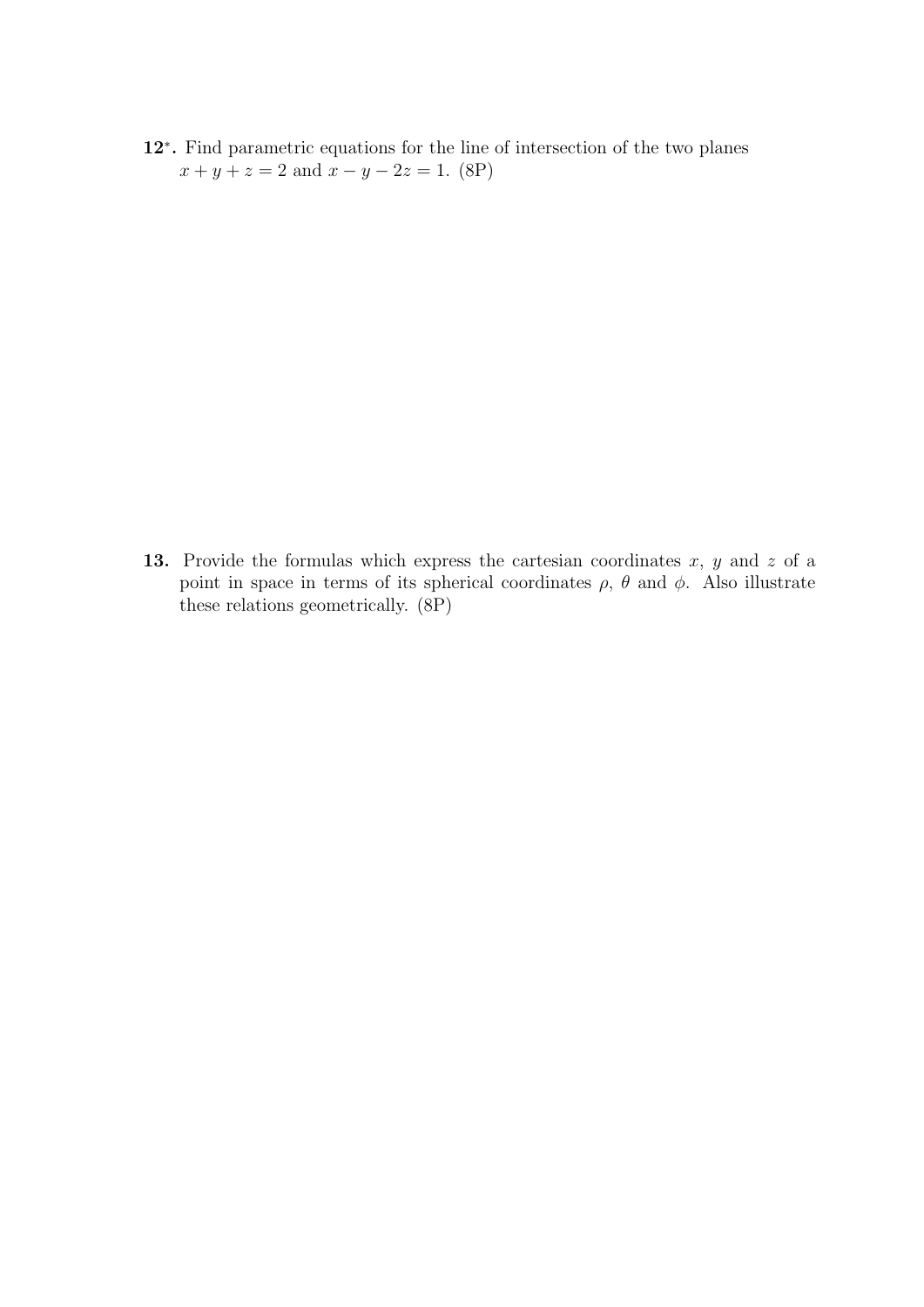**12*.** Find parametric equations for the line of intersection of the two planes $x + y + z = 2$ and $x - y - 2z = 1$. (8P)

**13.** Provide the formulas which express the cartesian coordinates $x$, $y$ and $z$ of a point in space in terms of its spherical coordinates $\rho$, $\theta$ and $\phi$. Also illustrate these relations geometrically. (8P)